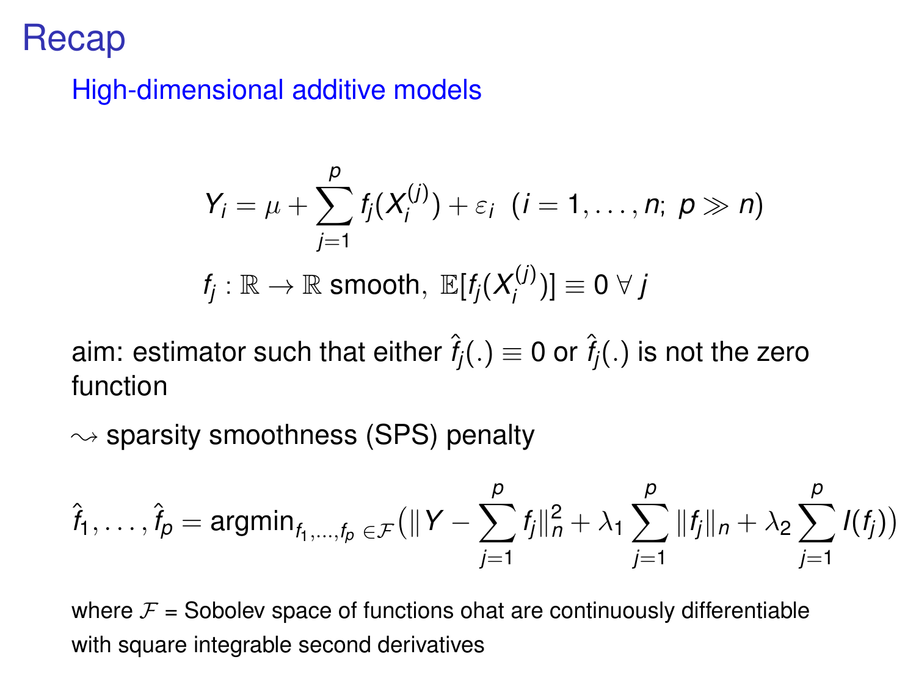# Recap

## High-dimensional additive models

$$Y_i = \mu + \sum_{j=1}^{p} f_j(X_i^{(j)}) + \varepsilon_i \ \ (i = 1, \ldots, n;\ p \gg n)$$

$$f_j : \mathbb{R} \to \mathbb{R} \text{ smooth, } \mathbb{E}[f_j(X_i^{(j)})] \equiv 0 \ \forall\, j$$

aim: estimator such that either $\hat{f}_j(.) \equiv 0$ or $\hat{f}_j(.)$ is not the zero function

$\rightsquigarrow$ sparsity smoothness (SPS) penalty

$$\hat{f}_1, \ldots, \hat{f}_p = \text{argmin}_{f_1,\ldots,f_p \in \mathcal{F}} \big( \|Y - \sum_{j=1}^{p} f_j\|_n^2 + \lambda_1 \sum_{j=1}^{p} \|f_j\|_n + \lambda_2 \sum_{j=1}^{p} I(f_j) \big)$$

where $\mathcal{F}$ = Sobolev space of functions ohat are continuously differentiable with square integrable second derivatives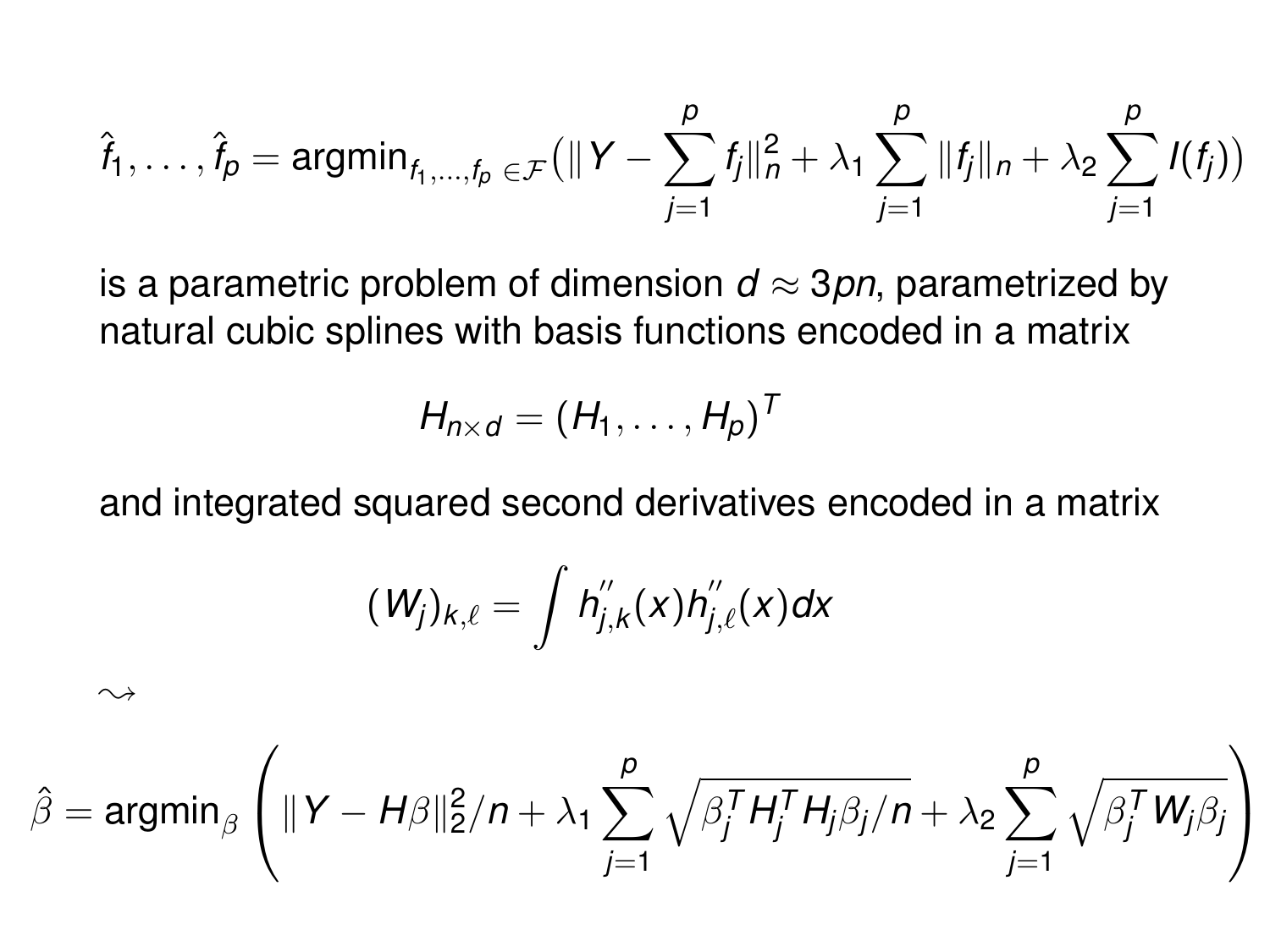$$\hat{f}_1, \ldots, \hat{f}_p = \text{argmin}_{f_1,\ldots,f_p \in \mathcal{F}} \big( \|Y - \sum_{j=1}^{p} f_j\|_n^2 + \lambda_1 \sum_{j=1}^{p} \|f_j\|_n + \lambda_2 \sum_{j=1}^{p} I(f_j) \big)$$

is a parametric problem of dimension $d \approx 3pn$, parametrized by natural cubic splines with basis functions encoded in a matrix

$$H_{n \times d} = (H_1, \ldots, H_p)^T$$

and integrated squared second derivatives encoded in a matrix

$$(W_j)_{k,\ell} = \int h''_{j,k}(x) h''_{j,\ell}(x) dx$$

$\leadsto$

$$\hat{\beta} = \text{argmin}_{\beta} \left( \|Y - H\beta\|_2^2/n + \lambda_1 \sum_{j=1}^{p} \sqrt{\beta_j^T H_j^T H_j \beta_j / n} + \lambda_2 \sum_{j=1}^{p} \sqrt{\beta_j^T W_j \beta_j} \right)$$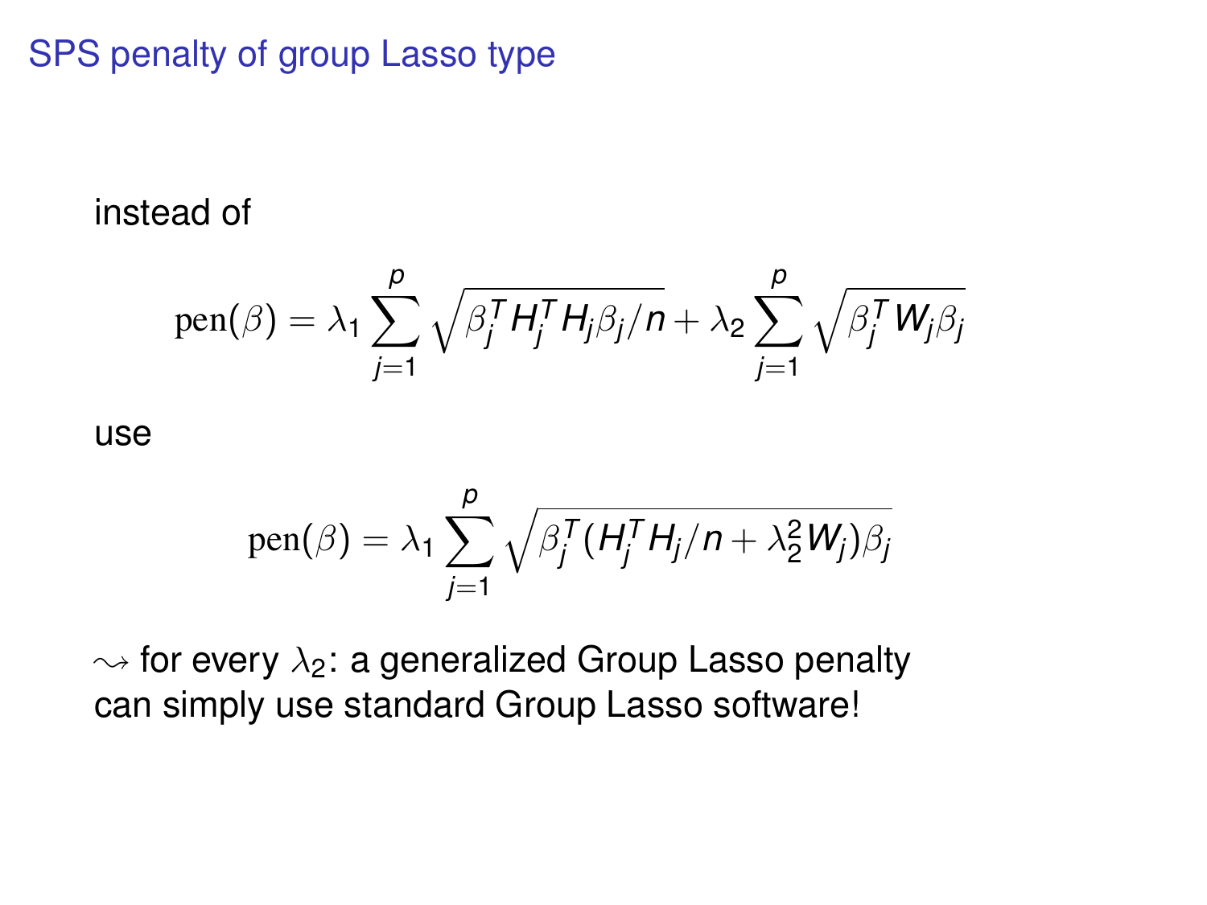# SPS penalty of group Lasso type

instead of

$$\mathrm{pen}(\beta) = \lambda_1 \sum_{j=1}^{p} \sqrt{\beta_j^T H_j^T H_j \beta_j / n} + \lambda_2 \sum_{j=1}^{p} \sqrt{\beta_j^T W_j \beta_j}$$

use

$$\mathrm{pen}(\beta) = \lambda_1 \sum_{j=1}^{p} \sqrt{\beta_j^T (H_j^T H_j / n + \lambda_2^2 W_j) \beta_j}$$

$\rightsquigarrow$ for every $\lambda_2$: a generalized Group Lasso penalty
can simply use standard Group Lasso software!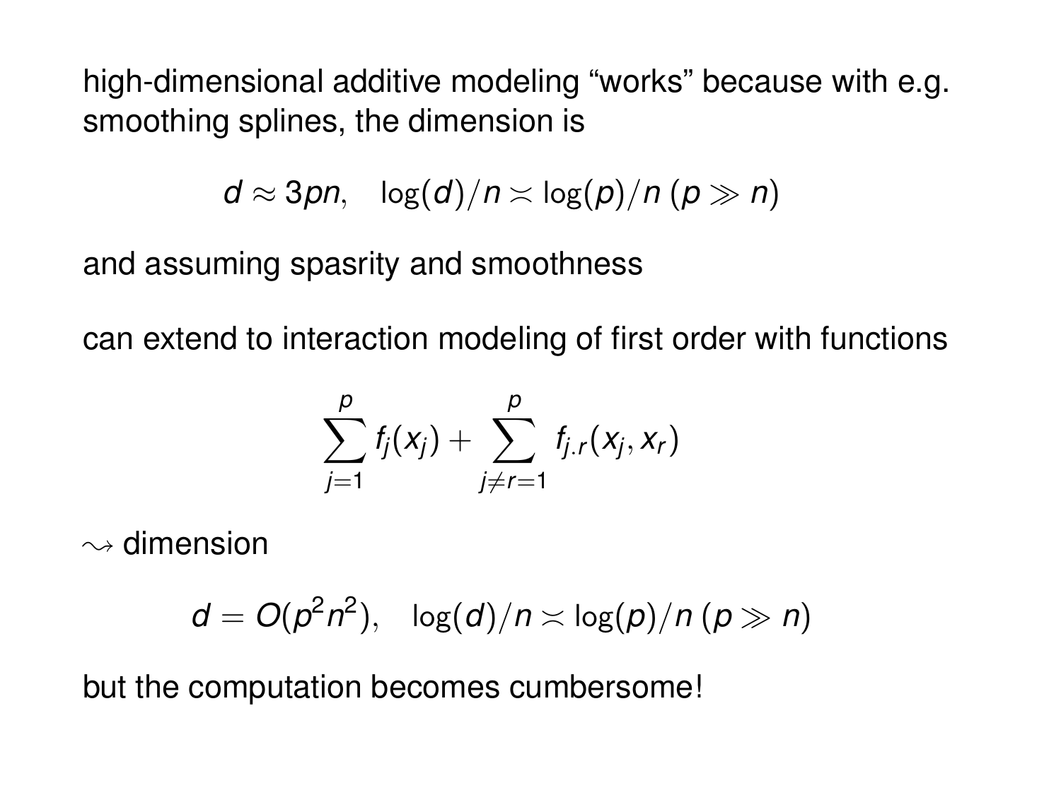high-dimensional additive modeling "works" because with e.g. smoothing splines, the dimension is

$$d \approx 3pn, \quad \log(d)/n \asymp \log(p)/n \; (p \gg n)$$

and assuming spasrity and smoothness

can extend to interaction modeling of first order with functions

$$\sum_{j=1}^{p} f_j(x_j) + \sum_{j \neq r=1}^{p} f_{j.r}(x_j, x_r)$$

$\rightsquigarrow$ dimension

$$d = O(p^2 n^2), \quad \log(d)/n \asymp \log(p)/n \; (p \gg n)$$

but the computation becomes cumbersome!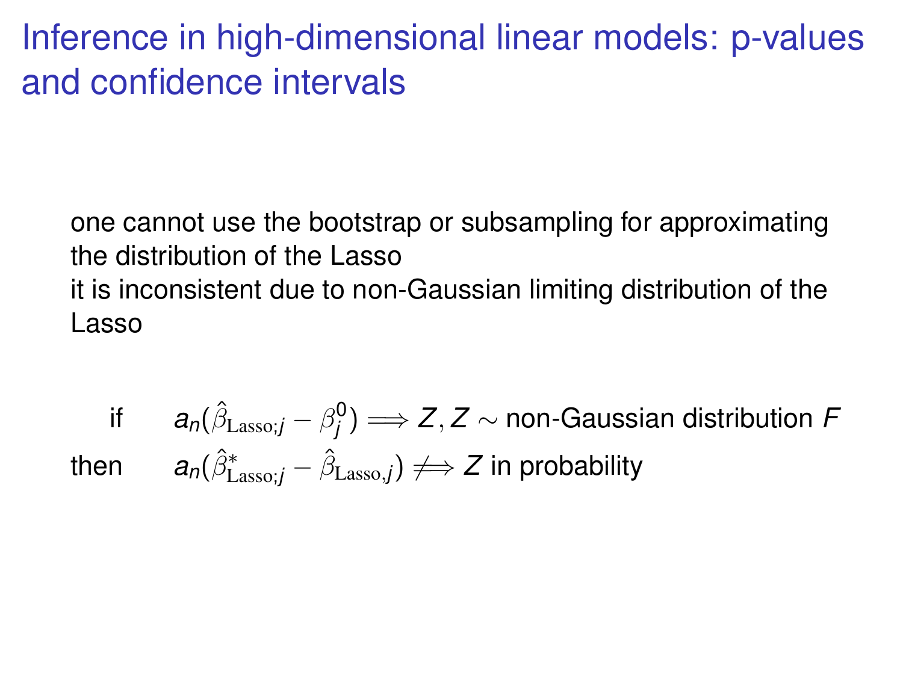# Inference in high-dimensional linear models: p-values and confidence intervals

one cannot use the bootstrap or subsampling for approximating the distribution of the Lasso
it is inconsistent due to non-Gaussian limiting distribution of the Lasso

if $\quad a_n(\hat{\beta}_{\mathrm{Lasso};j} - \beta_j^0) \Longrightarrow Z, Z \sim$ non-Gaussian distribution $F$

then $\quad a_n(\hat{\beta}^*_{\mathrm{Lasso};j} - \hat{\beta}_{\mathrm{Lasso},j}) \not\Longrightarrow Z$ in probability